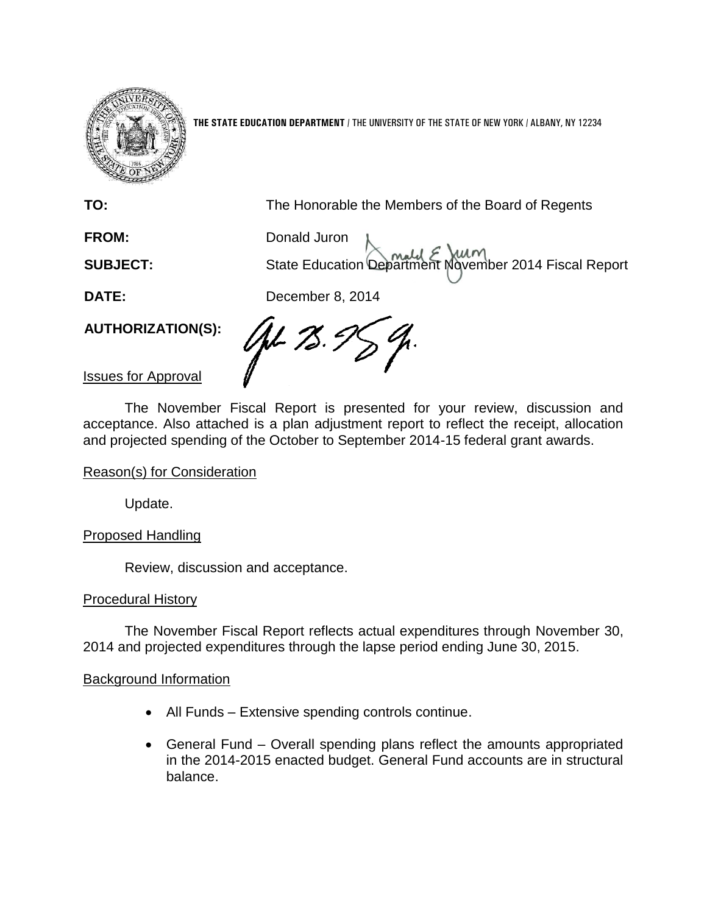**THE STATE EDUCATION DEPARTMENT** / THE UNIVERSITY OF THE STATE OF NEW YORK / ALBANY, NY 12234

**TO:** The Honorable the Members of the Board of Regents

**FROM:** Donald Juron

**SUBJECT:** State Education Department November 2014 Fiscal Report

**DATE:** December 8, 2014

**AUTHORIZATION(S):**

Issues for Approval

The November Fiscal Report is presented for your review, discussion and acceptance. Also attached is a plan adjustment report to reflect the receipt, allocation and projected spending of the October to September 2014-15 federal grant awards.

Reason(s) for Consideration

Update.

Proposed Handling

Review, discussion and acceptance.

Procedural History

The November Fiscal Report reflects actual expenditures through November 30, 2014 and projected expenditures through the lapse period ending June 30, 2015.

Background Information

- All Funds – Extensive spending controls continue.
- General Fund – Overall spending plans reflect the amounts appropriated in the 2014-2015 enacted budget. General Fund accounts are in structural balance.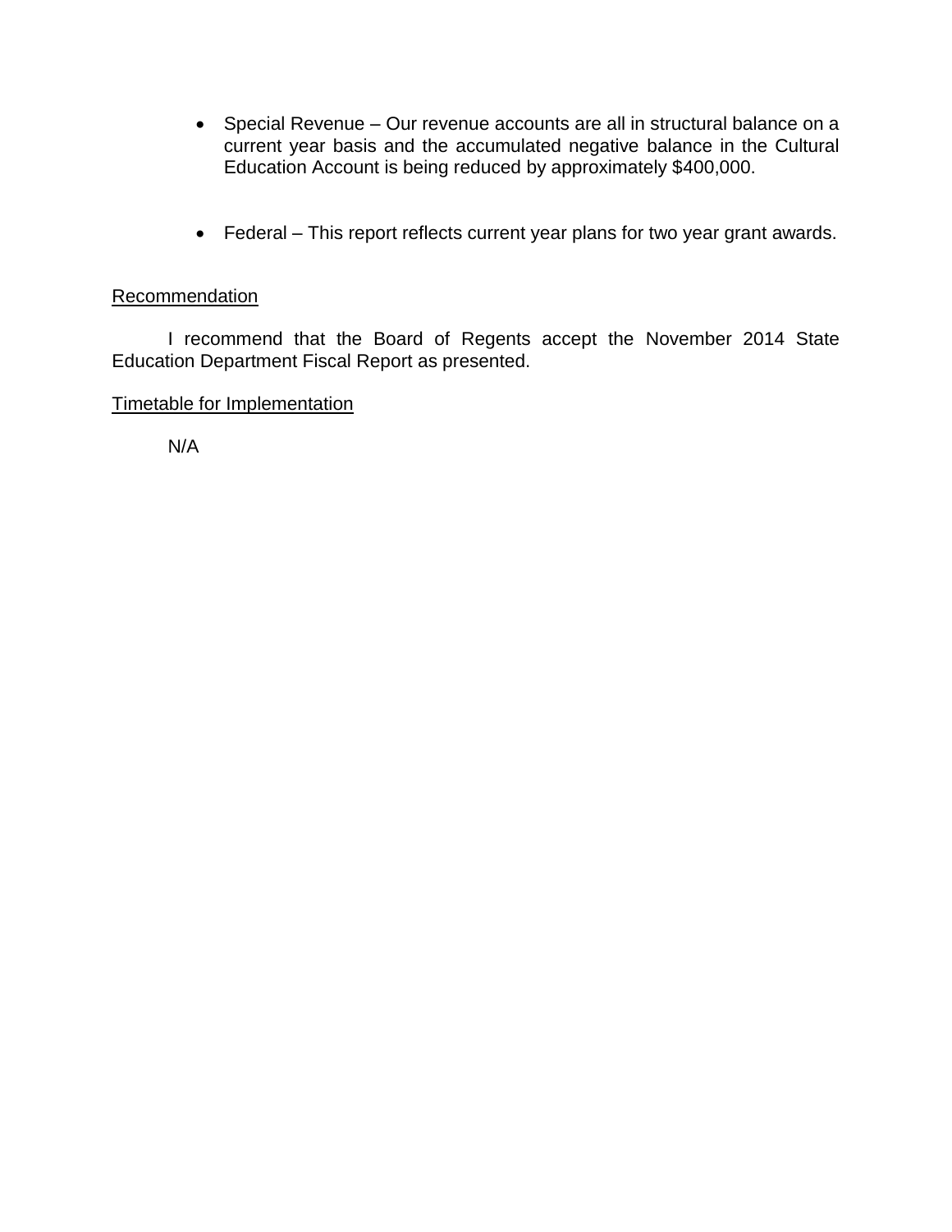- Special Revenue – Our revenue accounts are all in structural balance on a current year basis and the accumulated negative balance in the Cultural Education Account is being reduced by approximately $400,000.

- Federal – This report reflects current year plans for two year grant awards.

Recommendation

I recommend that the Board of Regents accept the November 2014 State Education Department Fiscal Report as presented.

Timetable for Implementation

N/A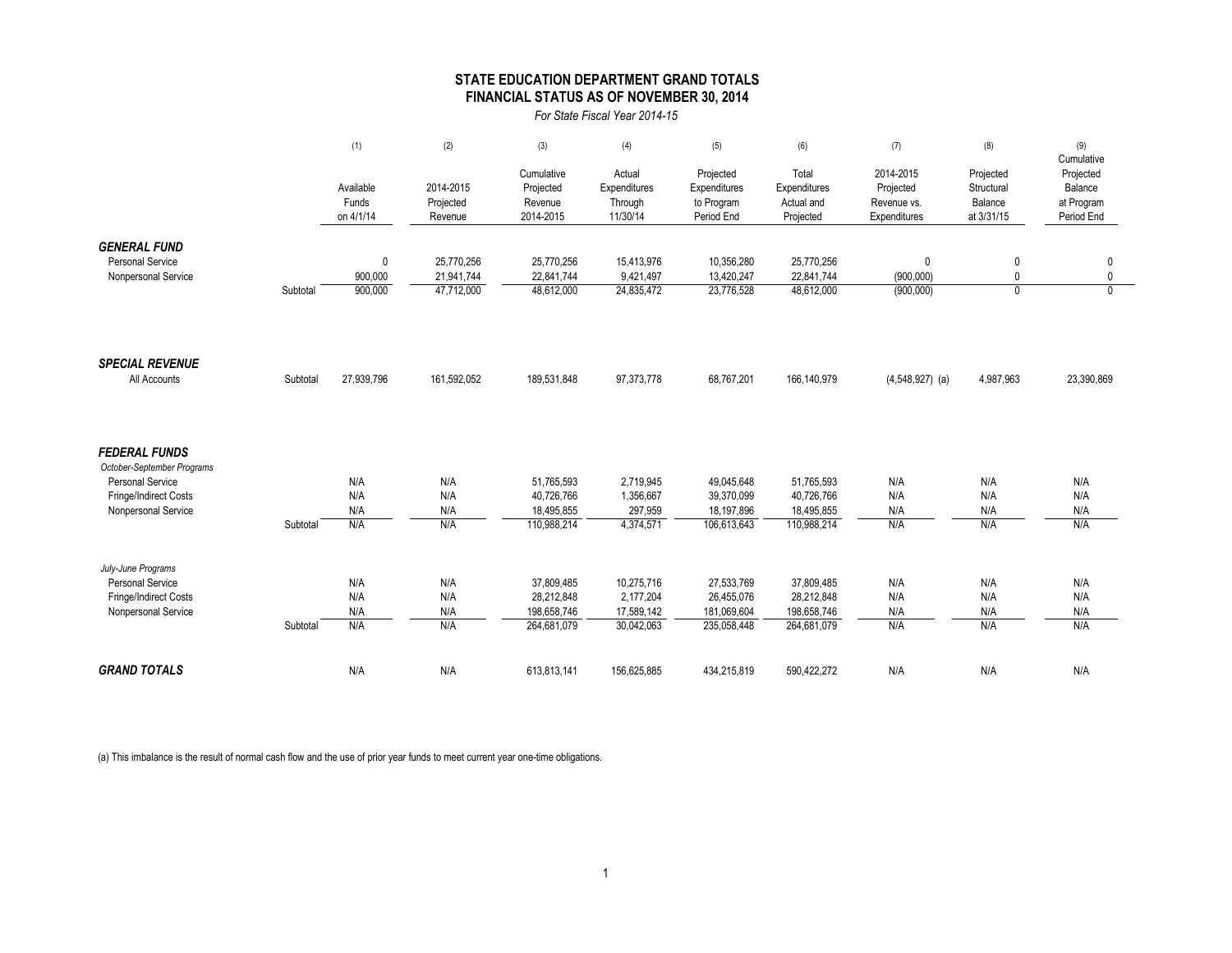## STATE EDUCATION DEPARTMENT GRAND TOTALS
## FINANCIAL STATUS AS OF NOVEMBER 30, 2014

*For State Fiscal Year 2014-15*

| | | (1) Available Funds on 4/1/14 | (2) 2014-2015 Projected Revenue | (3) Cumulative Projected Revenue 2014-2015 | (4) Actual Expenditures Through 11/30/14 | (5) Projected Expenditures to Program Period End | (6) Total Expenditures Actual and Projected | (7) 2014-2015 Projected Revenue vs. Expenditures | (8) Projected Structural Balance at 3/31/15 | (9) Cumulative Projected Balance at Program Period End |
|---|---|---|---|---|---|---|---|---|---|---|
| ***GENERAL FUND*** | | | | | | | | | | |
| Personal Service | | 0 | 25,770,256 | 25,770,256 | 15,413,976 | 10,356,280 | 25,770,256 | 0 | 0 | 0 |
| Nonpersonal Service | | 900,000 | 21,941,744 | 22,841,744 | 9,421,497 | 13,420,247 | 22,841,744 | (900,000) | 0 | 0 |
| | Subtotal | 900,000 | 47,712,000 | 48,612,000 | 24,835,472 | 23,776,528 | 48,612,000 | (900,000) | 0 | 0 |
| ***SPECIAL REVENUE*** | | | | | | | | | | |
| All Accounts | Subtotal | 27,939,796 | 161,592,052 | 189,531,848 | 97,373,778 | 68,767,201 | 166,140,979 | (4,548,927) (a) | 4,987,963 | 23,390,869 |
| ***FEDERAL FUNDS*** | | | | | | | | | | |
| *October-September Programs* | | | | | | | | | | |
| Personal Service | | N/A | N/A | 51,765,593 | 2,719,945 | 49,045,648 | 51,765,593 | N/A | N/A | N/A |
| Fringe/Indirect Costs | | N/A | N/A | 40,726,766 | 1,356,667 | 39,370,099 | 40,726,766 | N/A | N/A | N/A |
| Nonpersonal Service | | N/A | N/A | 18,495,855 | 297,959 | 18,197,896 | 18,495,855 | N/A | N/A | N/A |
| | Subtotal | N/A | N/A | 110,988,214 | 4,374,571 | 106,613,643 | 110,988,214 | N/A | N/A | N/A |
| *July-June Programs* | | | | | | | | | | |
| Personal Service | | N/A | N/A | 37,809,485 | 10,275,716 | 27,533,769 | 37,809,485 | N/A | N/A | N/A |
| Fringe/Indirect Costs | | N/A | N/A | 28,212,848 | 2,177,204 | 26,455,076 | 28,212,848 | N/A | N/A | N/A |
| Nonpersonal Service | | N/A | N/A | 198,658,746 | 17,589,142 | 181,069,604 | 198,658,746 | N/A | N/A | N/A |
| | Subtotal | N/A | N/A | 264,681,079 | 30,042,063 | 235,058,448 | 264,681,079 | N/A | N/A | N/A |
| ***GRAND TOTALS*** | | N/A | N/A | 613,813,141 | 156,625,885 | 434,215,819 | 590,422,272 | N/A | N/A | N/A |

(a) This imbalance is the result of normal cash flow and the use of prior year funds to meet current year one-time obligations.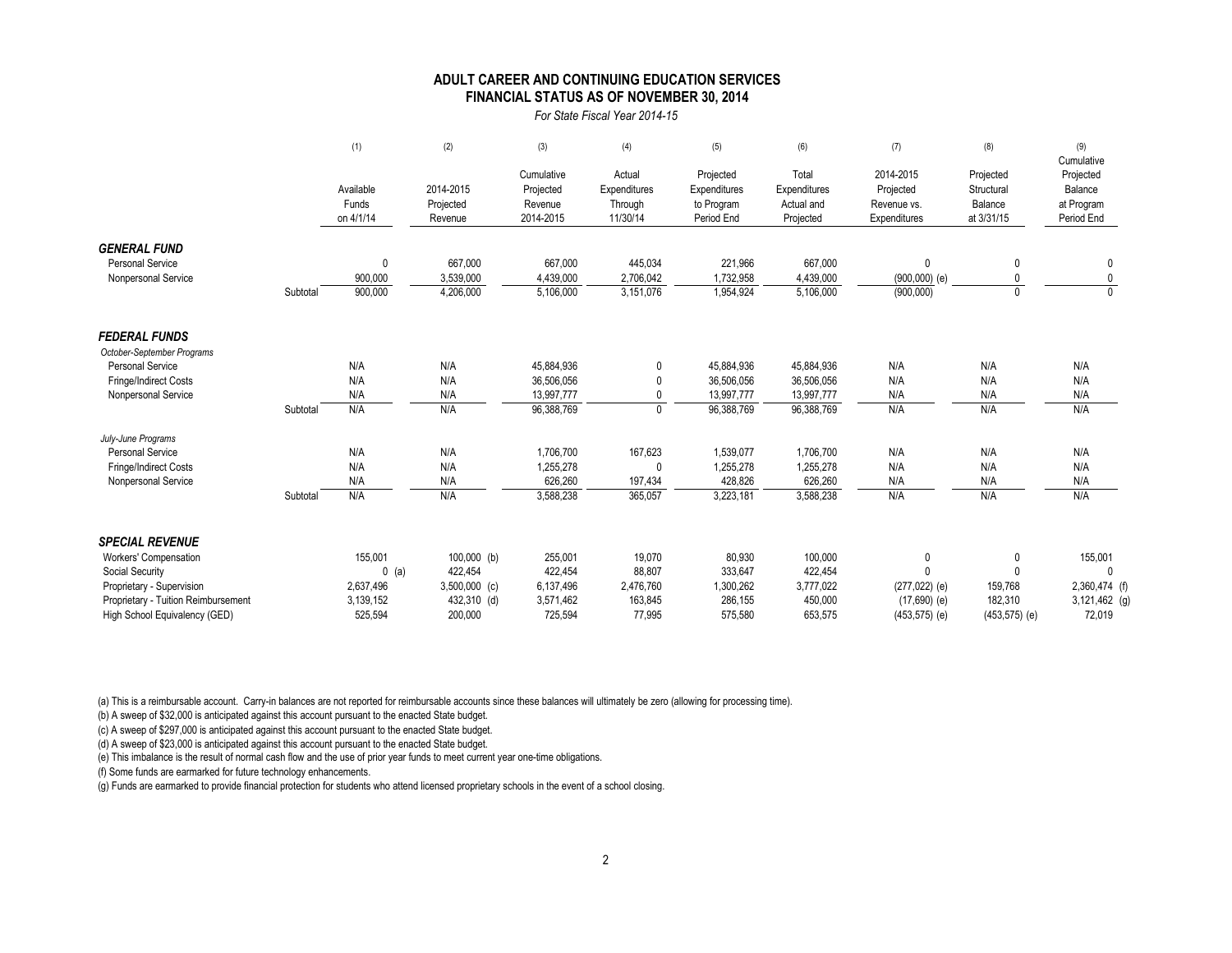## ADULT CAREER AND CONTINUING EDUCATION SERVICES
## FINANCIAL STATUS AS OF NOVEMBER 30, 2014

*For State Fiscal Year 2014-15*

| | | (1) Available Funds on 4/1/14 | (2) 2014-2015 Projected Revenue | (3) Cumulative Projected Revenue 2014-2015 | (4) Actual Expenditures Through 11/30/14 | (5) Projected Expenditures to Program Period End | (6) Total Expenditures Actual and Projected | (7) 2014-2015 Projected Revenue vs. Expenditures | (8) Projected Structural Balance at 3/31/15 | (9) Cumulative Projected Balance at Program Period End |
|---|---|---|---|---|---|---|---|---|---|---|
| ***GENERAL FUND*** | | | | | | | | | | |
| Personal Service | | 0 | 667,000 | 667,000 | 445,034 | 221,966 | 667,000 | 0 | 0 | 0 |
| Nonpersonal Service | | 900,000 | 3,539,000 | 4,439,000 | 2,706,042 | 1,732,958 | 4,439,000 | (900,000) (e) | 0 | 0 |
| | Subtotal | 900,000 | 4,206,000 | 5,106,000 | 3,151,076 | 1,954,924 | 5,106,000 | (900,000) | 0 | 0 |
| ***FEDERAL FUNDS*** | | | | | | | | | | |
| *October-September Programs* | | | | | | | | | | |
| Personal Service | | N/A | N/A | 45,884,936 | 0 | 45,884,936 | 45,884,936 | N/A | N/A | N/A |
| Fringe/Indirect Costs | | N/A | N/A | 36,506,056 | 0 | 36,506,056 | 36,506,056 | N/A | N/A | N/A |
| Nonpersonal Service | | N/A | N/A | 13,997,777 | 0 | 13,997,777 | 13,997,777 | N/A | N/A | N/A |
| | Subtotal | N/A | N/A | 96,388,769 | 0 | 96,388,769 | 96,388,769 | N/A | N/A | N/A |
| *July-June Programs* | | | | | | | | | | |
| Personal Service | | N/A | N/A | 1,706,700 | 167,623 | 1,539,077 | 1,706,700 | N/A | N/A | N/A |
| Fringe/Indirect Costs | | N/A | N/A | 1,255,278 | 0 | 1,255,278 | 1,255,278 | N/A | N/A | N/A |
| Nonpersonal Service | | N/A | N/A | 626,260 | 197,434 | 428,826 | 626,260 | N/A | N/A | N/A |
| | Subtotal | N/A | N/A | 3,588,238 | 365,057 | 3,223,181 | 3,588,238 | N/A | N/A | N/A |
| ***SPECIAL REVENUE*** | | | | | | | | | | |
| Workers' Compensation | | 155,001 | 100,000 (b) | 255,001 | 19,070 | 80,930 | 100,000 | 0 | 0 | 155,001 |
| Social Security | | 0 (a) | 422,454 | 422,454 | 88,807 | 333,647 | 422,454 | 0 | 0 | 0 |
| Proprietary - Supervision | | 2,637,496 | 3,500,000 (c) | 6,137,496 | 2,476,760 | 1,300,262 | 3,777,022 | (277,022) (e) | 159,768 | 2,360,474 (f) |
| Proprietary - Tuition Reimbursement | | 3,139,152 | 432,310 (d) | 3,571,462 | 163,845 | 286,155 | 450,000 | (17,690) (e) | 182,310 | 3,121,462 (g) |
| High School Equivalency (GED) | | 525,594 | 200,000 | 725,594 | 77,995 | 575,580 | 653,575 | (453,575) (e) | (453,575) (e) | 72,019 |

(a) This is a reimbursable account. Carry-in balances are not reported for reimbursable accounts since these balances will ultimately be zero (allowing for processing time).

(b) A sweep of $32,000 is anticipated against this account pursuant to the enacted State budget.

(c) A sweep of $297,000 is anticipated against this account pursuant to the enacted State budget.

(d) A sweep of $23,000 is anticipated against this account pursuant to the enacted State budget.

(e) This imbalance is the result of normal cash flow and the use of prior year funds to meet current year one-time obligations.

(f) Some funds are earmarked for future technology enhancements.

(g) Funds are earmarked to provide financial protection for students who attend licensed proprietary schools in the event of a school closing.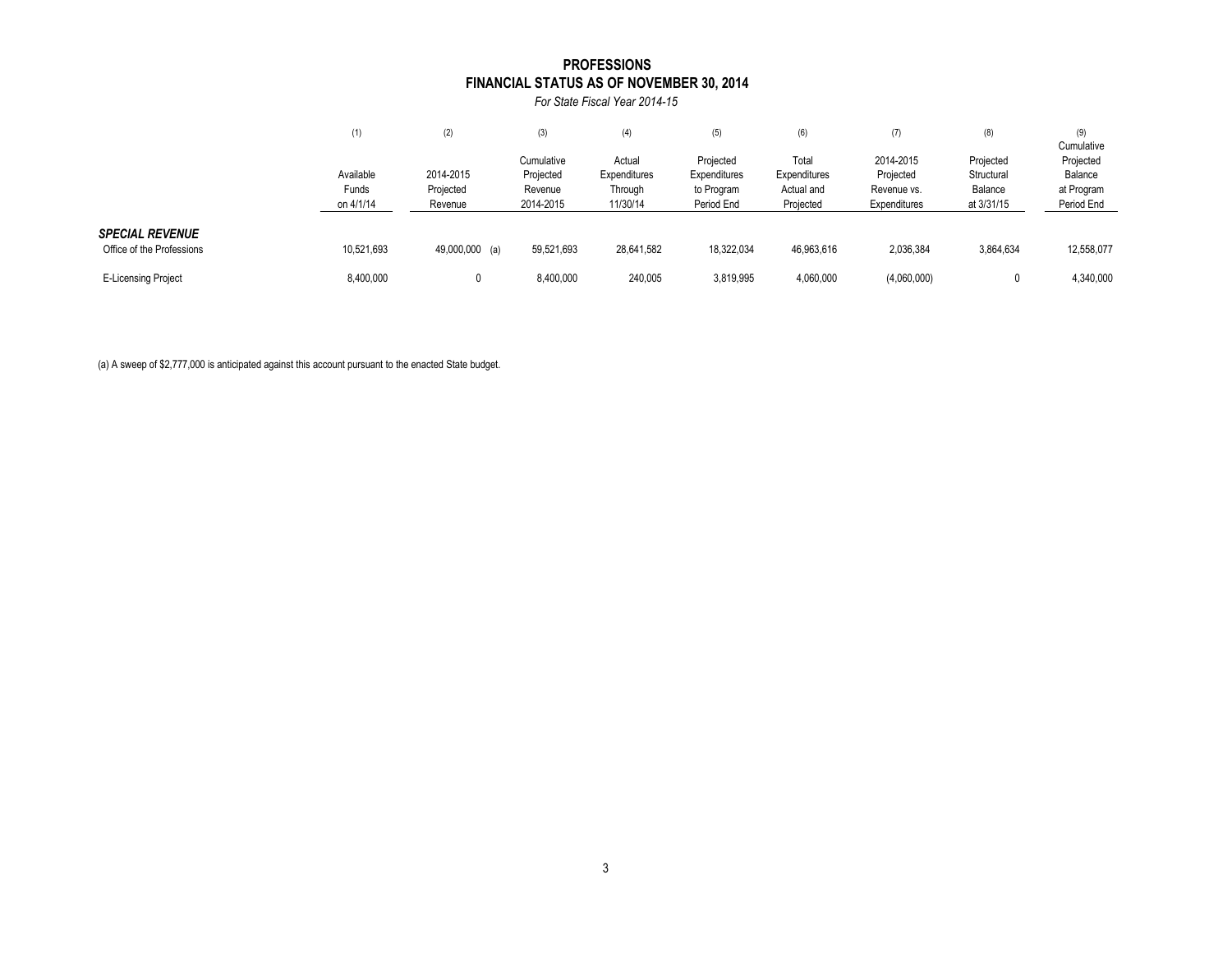# PROFESSIONS

## FINANCIAL STATUS AS OF NOVEMBER 30, 2014

*For State Fiscal Year 2014-15*

| | (1) Available Funds on 4/1/14 | (2) 2014-2015 Projected Revenue | (3) Cumulative Projected Revenue 2014-2015 | (4) Actual Expenditures Through 11/30/14 | (5) Projected Expenditures to Program Period End | (6) Total Expenditures Actual and Projected | (7) 2014-2015 Projected Revenue vs. Expenditures | (8) Projected Structural Balance at 3/31/15 | (9) Cumulative Projected Balance at Program Period End |
|---|---|---|---|---|---|---|---|---|---|
| ***SPECIAL REVENUE*** | | | | | | | | | |
| Office of the Professions | 10,521,693 | 49,000,000 (a) | 59,521,693 | 28,641,582 | 18,322,034 | 46,963,616 | 2,036,384 | 3,864,634 | 12,558,077 |
| E-Licensing Project | 8,400,000 | 0 | 8,400,000 | 240,005 | 3,819,995 | 4,060,000 | (4,060,000) | 0 | 4,340,000 |

(a) A sweep of $2,777,000 is anticipated against this account pursuant to the enacted State budget.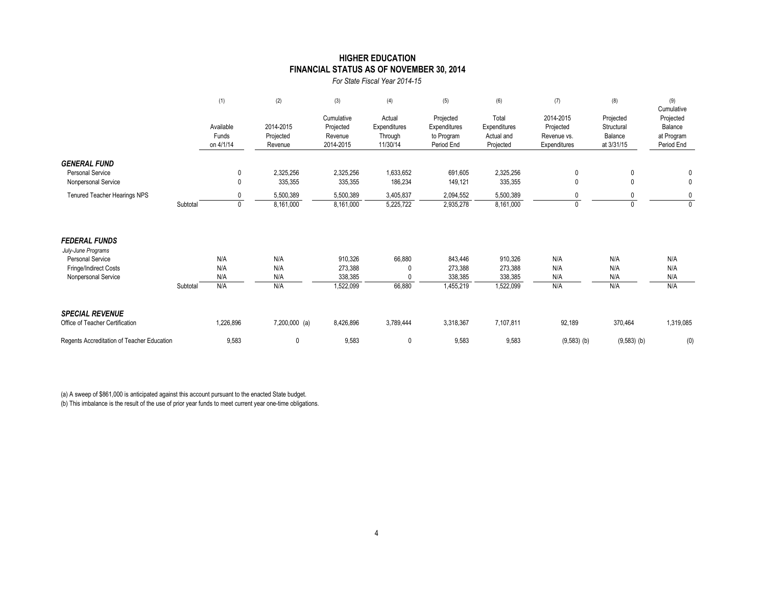## HIGHER EDUCATION
## FINANCIAL STATUS AS OF NOVEMBER 30, 2014

*For State Fiscal Year 2014-15*

| | (1) Available Funds on 4/1/14 | (2) 2014-2015 Projected Revenue | (3) Cumulative Projected Revenue 2014-2015 | (4) Actual Expenditures Through 11/30/14 | (5) Projected Expenditures to Program Period End | (6) Total Expenditures Actual and Projected | (7) 2014-2015 Projected Revenue vs. Expenditures | (8) Projected Structural Balance at 3/31/15 | (9) Cumulative Projected Balance at Program Period End |
|---|---|---|---|---|---|---|---|---|---|
| ***GENERAL FUND*** | | | | | | | | | |
| Personal Service | 0 | 2,325,256 | 2,325,256 | 1,633,652 | 691,605 | 2,325,256 | 0 | 0 | 0 |
| Nonpersonal Service | 0 | 335,355 | 335,355 | 186,234 | 149,121 | 335,355 | 0 | 0 | 0 |
| Tenured Teacher Hearings NPS | 0 | 5,500,389 | 5,500,389 | 3,405,837 | 2,094,552 | 5,500,389 | 0 | 0 | 0 |
| Subtotal | 0 | 8,161,000 | 8,161,000 | 5,225,722 | 2,935,278 | 8,161,000 | 0 | 0 | 0 |
| ***FEDERAL FUNDS*** | | | | | | | | | |
| *July-June Programs* | | | | | | | | | |
| Personal Service | N/A | N/A | 910,326 | 66,880 | 843,446 | 910,326 | N/A | N/A | N/A |
| Fringe/Indirect Costs | N/A | N/A | 273,388 | 0 | 273,388 | 273,388 | N/A | N/A | N/A |
| Nonpersonal Service | N/A | N/A | 338,385 | 0 | 338,385 | 338,385 | N/A | N/A | N/A |
| Subtotal | N/A | N/A | 1,522,099 | 66,880 | 1,455,219 | 1,522,099 | N/A | N/A | N/A |
| ***SPECIAL REVENUE*** | | | | | | | | | |
| Office of Teacher Certification | 1,226,896 | 7,200,000 (a) | 8,426,896 | 3,789,444 | 3,318,367 | 7,107,811 | 92,189 | 370,464 | 1,319,085 |
| Regents Accreditation of Teacher Education | 9,583 | 0 | 9,583 | 0 | 9,583 | 9,583 | (9,583) (b) | (9,583) (b) | (0) |

(a) A sweep of $861,000 is anticipated against this account pursuant to the enacted State budget.
(b) This imbalance is the result of the use of prior year funds to meet current year one-time obligations.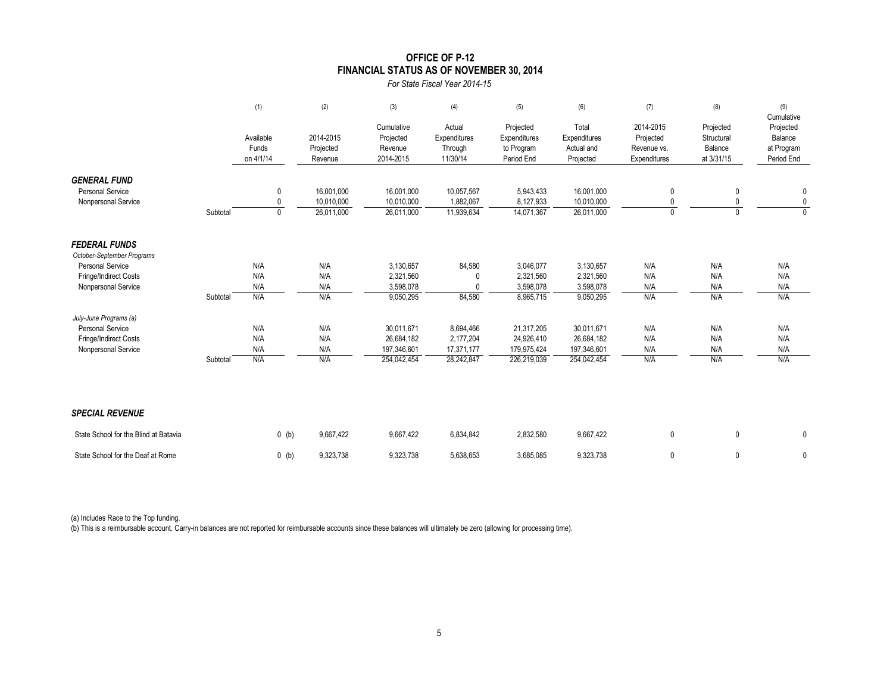# OFFICE OF P-12
## FINANCIAL STATUS AS OF NOVEMBER 30, 2014
*For State Fiscal Year 2014-15*

| | (1) Available Funds on 4/1/14 | (2) 2014-2015 Projected Revenue | (3) Cumulative Projected Revenue 2014-2015 | (4) Actual Expenditures Through 11/30/14 | (5) Projected Expenditures to Program Period End | (6) Total Expenditures Actual and Projected | (7) 2014-2015 Projected Revenue vs. Expenditures | (8) Projected Structural Balance at 3/31/15 | (9) Cumulative Projected Balance at Program Period End |
|---|---|---|---|---|---|---|---|---|---|
| ***GENERAL FUND*** | | | | | | | | | |
| Personal Service | 0 | 16,001,000 | 16,001,000 | 10,057,567 | 5,943,433 | 16,001,000 | 0 | 0 | 0 |
| Nonpersonal Service | 0 | 10,010,000 | 10,010,000 | 1,882,067 | 8,127,933 | 10,010,000 | 0 | 0 | 0 |
| Subtotal | 0 | 26,011,000 | 26,011,000 | 11,939,634 | 14,071,367 | 26,011,000 | 0 | 0 | 0 |
| ***FEDERAL FUNDS*** | | | | | | | | | |
| *October-September Programs* | | | | | | | | | |
| Personal Service | N/A | N/A | 3,130,657 | 84,580 | 3,046,077 | 3,130,657 | N/A | N/A | N/A |
| Fringe/Indirect Costs | N/A | N/A | 2,321,560 | 0 | 2,321,560 | 2,321,560 | N/A | N/A | N/A |
| Nonpersonal Service | N/A | N/A | 3,598,078 | 0 | 3,598,078 | 3,598,078 | N/A | N/A | N/A |
| Subtotal | N/A | N/A | 9,050,295 | 84,580 | 8,965,715 | 9,050,295 | N/A | N/A | N/A |
| *July-June Programs (a)* | | | | | | | | | |
| Personal Service | N/A | N/A | 30,011,671 | 8,694,466 | 21,317,205 | 30,011,671 | N/A | N/A | N/A |
| Fringe/Indirect Costs | N/A | N/A | 26,684,182 | 2,177,204 | 24,926,410 | 26,684,182 | N/A | N/A | N/A |
| Nonpersonal Service | N/A | N/A | 197,346,601 | 17,371,177 | 179,975,424 | 197,346,601 | N/A | N/A | N/A |
| Subtotal | N/A | N/A | 254,042,454 | 28,242,847 | 226,219,039 | 254,042,454 | N/A | N/A | N/A |
| ***SPECIAL REVENUE*** | | | | | | | | | |
| State School for the Blind at Batavia | 0 (b) | 9,667,422 | 9,667,422 | 6,834,842 | 2,832,580 | 9,667,422 | 0 | 0 | 0 |
| State School for the Deaf at Rome | 0 (b) | 9,323,738 | 9,323,738 | 5,638,653 | 3,685,085 | 9,323,738 | 0 | 0 | 0 |

(a) Includes Race to the Top funding.

(b) This is a reimbursable account. Carry-in balances are not reported for reimbursable accounts since these balances will ultimately be zero (allowing for processing time).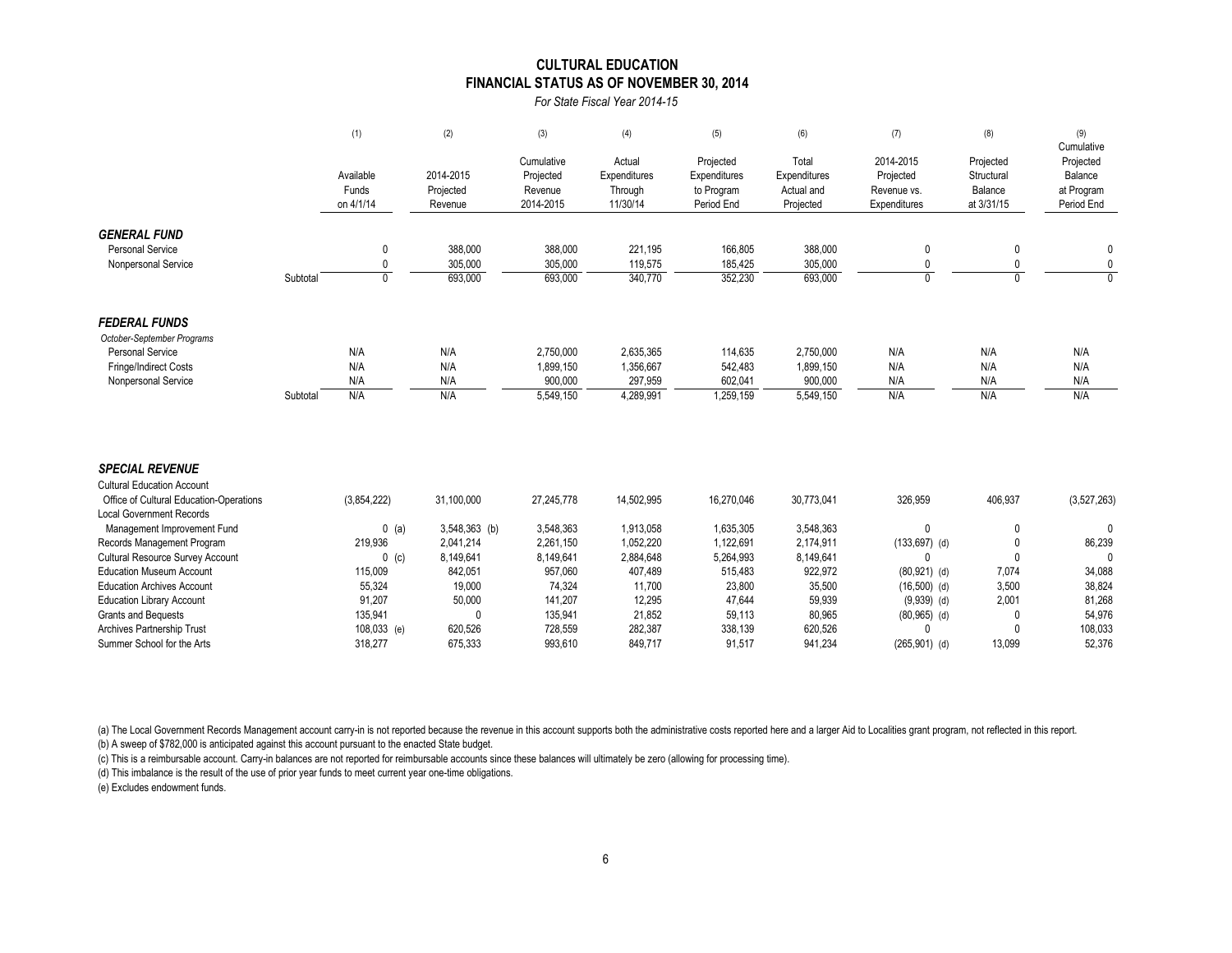# CULTURAL EDUCATION
## FINANCIAL STATUS AS OF NOVEMBER 30, 2014
*For State Fiscal Year 2014-15*

| | (1)<br>Available Funds on 4/1/14 | (2)<br>2014-2015 Projected Revenue | (3)<br>Cumulative Projected Revenue 2014-2015 | (4)<br>Actual Expenditures Through 11/30/14 | (5)<br>Projected Expenditures to Program Period End | (6)<br>Total Expenditures Actual and Projected | (7)<br>2014-2015 Projected Revenue vs. Expenditures | (8)<br>Projected Structural Balance at 3/31/15 | (9)<br>Cumulative Projected Balance at Program Period End |
|---|---|---|---|---|---|---|---|---|---|
| ***GENERAL FUND*** | | | | | | | | | |
| Personal Service | 0 | 388,000 | 388,000 | 221,195 | 166,805 | 388,000 | 0 | 0 | 0 |
| Nonpersonal Service | 0 | 305,000 | 305,000 | 119,575 | 185,425 | 305,000 | 0 | 0 | 0 |
| Subtotal | 0 | 693,000 | 693,000 | 340,770 | 352,230 | 693,000 | 0 | 0 | 0 |
| ***FEDERAL FUNDS*** | | | | | | | | | |
| *October-September Programs* | | | | | | | | | |
| Personal Service | N/A | N/A | 2,750,000 | 2,635,365 | 114,635 | 2,750,000 | N/A | N/A | N/A |
| Fringe/Indirect Costs | N/A | N/A | 1,899,150 | 1,356,667 | 542,483 | 1,899,150 | N/A | N/A | N/A |
| Nonpersonal Service | N/A | N/A | 900,000 | 297,959 | 602,041 | 900,000 | N/A | N/A | N/A |
| Subtotal | N/A | N/A | 5,549,150 | 4,289,991 | 1,259,159 | 5,549,150 | N/A | N/A | N/A |
| ***SPECIAL REVENUE*** | | | | | | | | | |
| Cultural Education Account | | | | | | | | | |
| Office of Cultural Education-Operations | (3,854,222) | 31,100,000 | 27,245,778 | 14,502,995 | 16,270,046 | 30,773,041 | 326,959 | 406,937 | (3,527,263) |
| Local Government Records | | | | | | | | | |
| Management Improvement Fund | 0 (a) | 3,548,363 (b) | 3,548,363 | 1,913,058 | 1,635,305 | 3,548,363 | 0 | 0 | 0 |
| Records Management Program | 219,936 | 2,041,214 | 2,261,150 | 1,052,220 | 1,122,691 | 2,174,911 | (133,697) (d) | 0 | 86,239 |
| Cultural Resource Survey Account | 0 (c) | 8,149,641 | 8,149,641 | 2,884,648 | 5,264,993 | 8,149,641 | 0 | 0 | 0 |
| Education Museum Account | 115,009 | 842,051 | 957,060 | 407,489 | 515,483 | 922,972 | (80,921) (d) | 7,074 | 34,088 |
| Education Archives Account | 55,324 | 19,000 | 74,324 | 11,700 | 23,800 | 35,500 | (16,500) (d) | 3,500 | 38,824 |
| Education Library Account | 91,207 | 50,000 | 141,207 | 12,295 | 47,644 | 59,939 | (9,939) (d) | 2,001 | 81,268 |
| Grants and Bequests | 135,941 | 0 | 135,941 | 21,852 | 59,113 | 80,965 | (80,965) (d) | 0 | 54,976 |
| Archives Partnership Trust | 108,033 (e) | 620,526 | 728,559 | 282,387 | 338,139 | 620,526 | 0 | 0 | 108,033 |
| Summer School for the Arts | 318,277 | 675,333 | 993,610 | 849,717 | 91,517 | 941,234 | (265,901) (d) | 13,099 | 52,376 |

(a) The Local Government Records Management account carry-in is not reported because the revenue in this account supports both the administrative costs reported here and a larger Aid to Localities grant program, not reflected in this report.
(b) A sweep of $782,000 is anticipated against this account pursuant to the enacted State budget.
(c) This is a reimbursable account. Carry-in balances are not reported for reimbursable accounts since these balances will ultimately be zero (allowing for processing time).
(d) This imbalance is the result of the use of prior year funds to meet current year one-time obligations.
(e) Excludes endowment funds.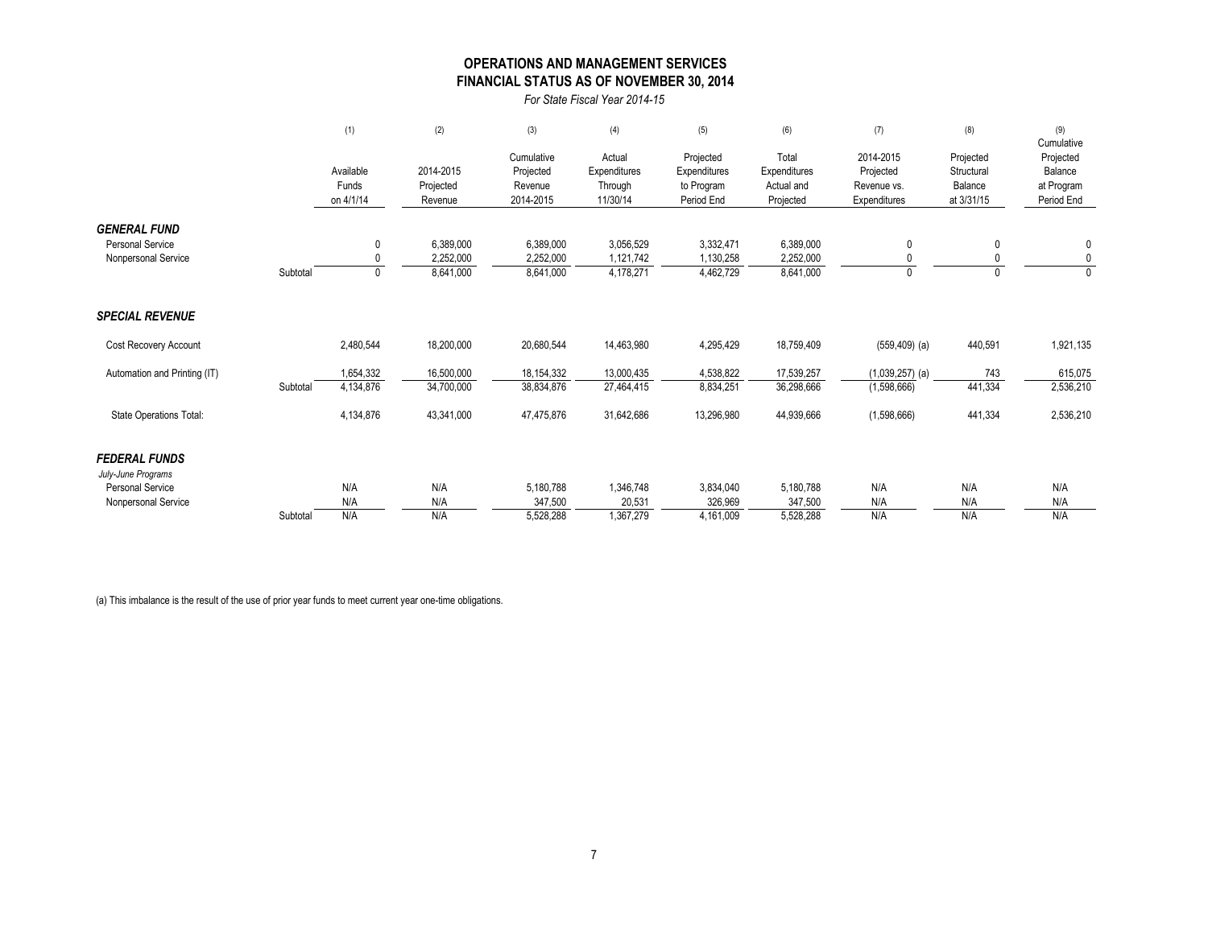# OPERATIONS AND MANAGEMENT SERVICES
## FINANCIAL STATUS AS OF NOVEMBER 30, 2014

*For State Fiscal Year 2014-15*

| | | (1) | (2) | (3) | (4) | (5) | (6) | (7) | (8) | (9) |
|---|---|---|---|---|---|---|---|---|---|---|
| | | Available Funds on 4/1/14 | 2014-2015 Projected Revenue | Cumulative Projected Revenue 2014-2015 | Actual Expenditures Through 11/30/14 | Projected Expenditures to Program Period End | Total Expenditures Actual and Projected | 2014-2015 Projected Revenue vs. Expenditures | Projected Structural Balance at 3/31/15 | Cumulative Projected Balance at Program Period End |
| ***GENERAL FUND*** | | | | | | | | | | |
| Personal Service | | 0 | 6,389,000 | 6,389,000 | 3,056,529 | 3,332,471 | 6,389,000 | 0 | 0 | 0 |
| Nonpersonal Service | | 0 | 2,252,000 | 2,252,000 | 1,121,742 | 1,130,258 | 2,252,000 | 0 | 0 | 0 |
| | Subtotal | 0 | 8,641,000 | 8,641,000 | 4,178,271 | 4,462,729 | 8,641,000 | 0 | 0 | 0 |
| ***SPECIAL REVENUE*** | | | | | | | | | | |
| Cost Recovery Account | | 2,480,544 | 18,200,000 | 20,680,544 | 14,463,980 | 4,295,429 | 18,759,409 | (559,409) (a) | 440,591 | 1,921,135 |
| Automation and Printing (IT) | | 1,654,332 | 16,500,000 | 18,154,332 | 13,000,435 | 4,538,822 | 17,539,257 | (1,039,257) (a) | 743 | 615,075 |
| | Subtotal | 4,134,876 | 34,700,000 | 38,834,876 | 27,464,415 | 8,834,251 | 36,298,666 | (1,598,666) | 441,334 | 2,536,210 |
| State Operations Total: | | 4,134,876 | 43,341,000 | 47,475,876 | 31,642,686 | 13,296,980 | 44,939,666 | (1,598,666) | 441,334 | 2,536,210 |
| ***FEDERAL FUNDS*** | | | | | | | | | | |
| *July-June Programs* | | | | | | | | | | |
| Personal Service | | N/A | N/A | 5,180,788 | 1,346,748 | 3,834,040 | 5,180,788 | N/A | N/A | N/A |
| Nonpersonal Service | | N/A | N/A | 347,500 | 20,531 | 326,969 | 347,500 | N/A | N/A | N/A |
| | Subtotal | N/A | N/A | 5,528,288 | 1,367,279 | 4,161,009 | 5,528,288 | N/A | N/A | N/A |

(a) This imbalance is the result of the use of prior year funds to meet current year one-time obligations.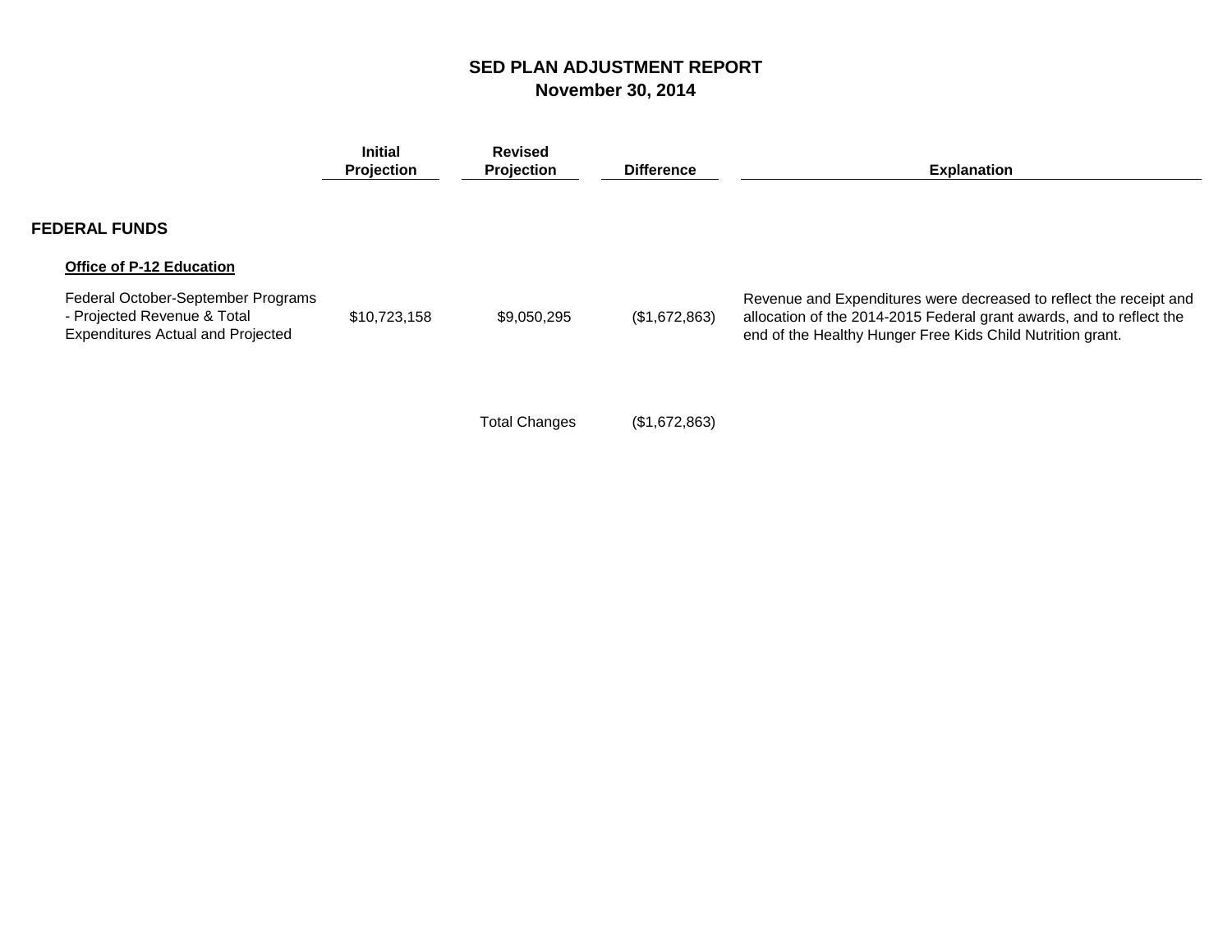# SED PLAN ADJUSTMENT REPORT
## November 30, 2014

| | Initial Projection | Revised Projection | Difference | Explanation |
|---|---|---|---|---|
| **FEDERAL FUNDS** | | | | |
| **Office of P-12 Education** | | | | |
| Federal October-September Programs - Projected Revenue & Total Expenditures Actual and Projected | $10,723,158 | $9,050,295 | ($1,672,863) | Revenue and Expenditures were decreased to reflect the receipt and allocation of the 2014-2015 Federal grant awards, and to reflect the end of the Healthy Hunger Free Kids Child Nutrition grant. |
| | | Total Changes | ($1,672,863) | |